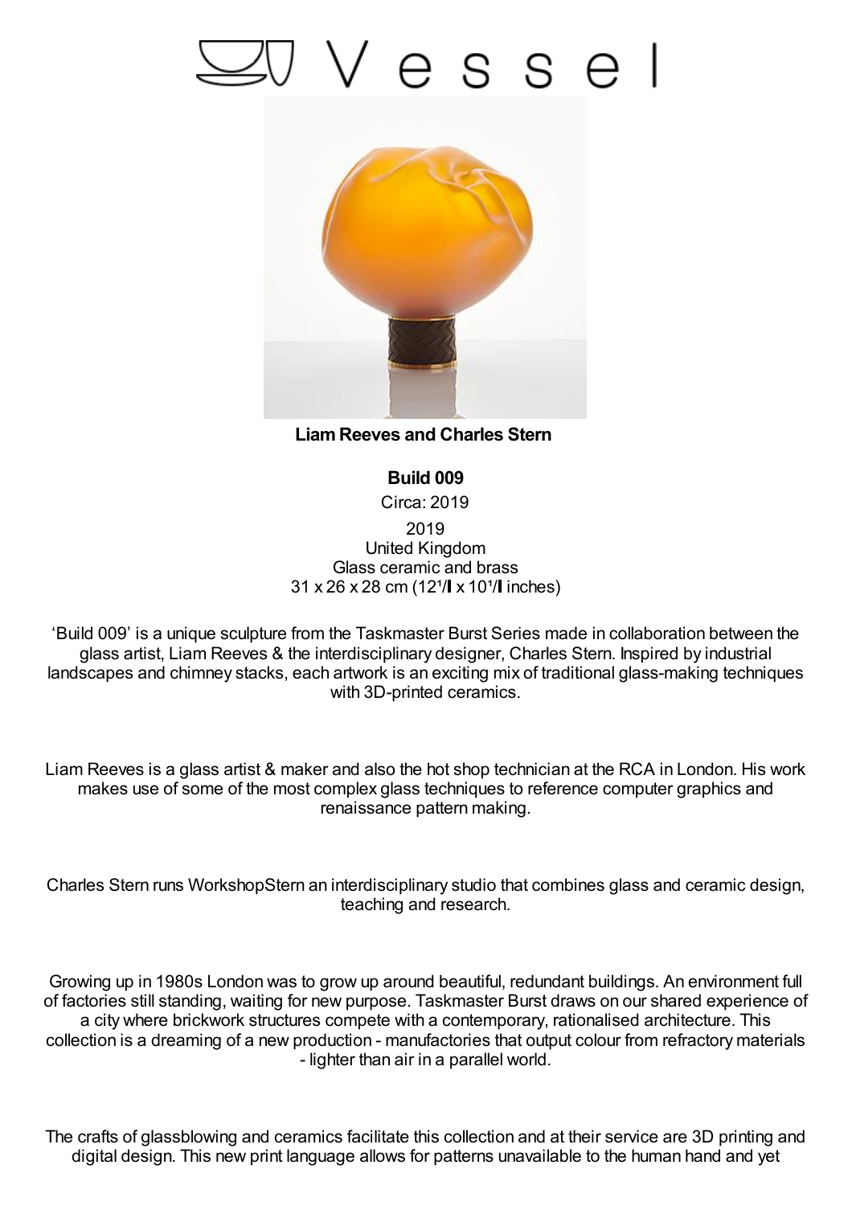# Vessel

**Liam Reeves and Charles Stern**

**Build 009**

Circa: 2019

2019
United Kingdom
Glass ceramic and brass
31 x 26 x 28 cm (12¹/ x 10¹/ inches)

'Build 009' is a unique sculpture from the Taskmaster Burst Series made in collaboration between the glass artist, Liam Reeves & the interdisciplinary designer, Charles Stern. Inspired by industrial landscapes and chimney stacks, each artwork is an exciting mix of traditional glass-making techniques with 3D-printed ceramics.

Liam Reeves is a glass artist & maker and also the hot shop technician at the RCA in London. His work makes use of some of the most complex glass techniques to reference computer graphics and renaissance pattern making.

Charles Stern runs WorkshopStern an interdisciplinary studio that combines glass and ceramic design, teaching and research.

Growing up in 1980s London was to grow up around beautiful, redundant buildings. An environment full of factories still standing, waiting for new purpose. Taskmaster Burst draws on our shared experience of a city where brickwork structures compete with a contemporary, rationalised architecture. This collection is a dreaming of a new production - manufactories that output colour from refractory materials - lighter than air in a parallel world.

The crafts of glassblowing and ceramics facilitate this collection and at their service are 3D printing and digital design. This new print language allows for patterns unavailable to the human hand and yet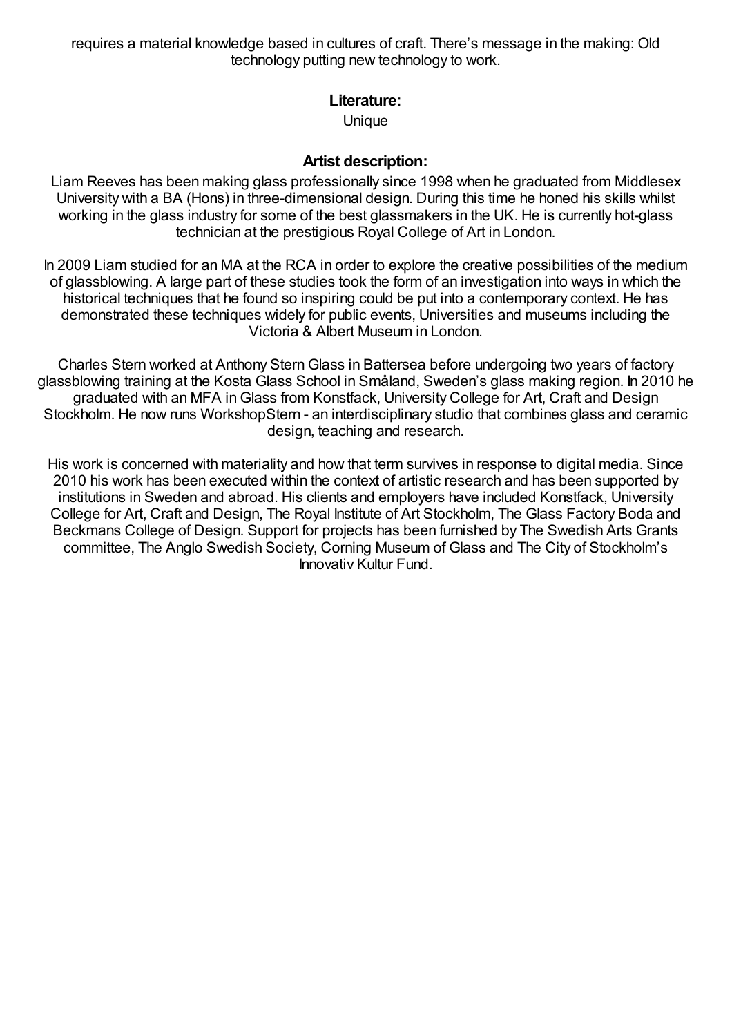requires a material knowledge based in cultures of craft. There's message in the making: Old technology putting new technology to work.

**Literature:**

Unique

**Artist description:**

Liam Reeves has been making glass professionally since 1998 when he graduated from Middlesex University with a BA (Hons) in three-dimensional design. During this time he honed his skills whilst working in the glass industry for some of the best glassmakers in the UK. He is currently hot-glass technician at the prestigious Royal College of Art in London.

In 2009 Liam studied for an MA at the RCA in order to explore the creative possibilities of the medium of glassblowing. A large part of these studies took the form of an investigation into ways in which the historical techniques that he found so inspiring could be put into a contemporary context. He has demonstrated these techniques widely for public events, Universities and museums including the Victoria & Albert Museum in London.

Charles Stern worked at Anthony Stern Glass in Battersea before undergoing two years of factory glassblowing training at the Kosta Glass School in Småland, Sweden's glass making region. In 2010 he graduated with an MFA in Glass from Konstfack, University College for Art, Craft and Design Stockholm. He now runs WorkshopStern - an interdisciplinary studio that combines glass and ceramic design, teaching and research.

His work is concerned with materiality and how that term survives in response to digital media. Since 2010 his work has been executed within the context of artistic research and has been supported by institutions in Sweden and abroad. His clients and employers have included Konstfack, University College for Art, Craft and Design, The Royal Institute of Art Stockholm, The Glass Factory Boda and Beckmans College of Design. Support for projects has been furnished by The Swedish Arts Grants committee, The Anglo Swedish Society, Corning Museum of Glass and The City of Stockholm's Innovativ Kultur Fund.